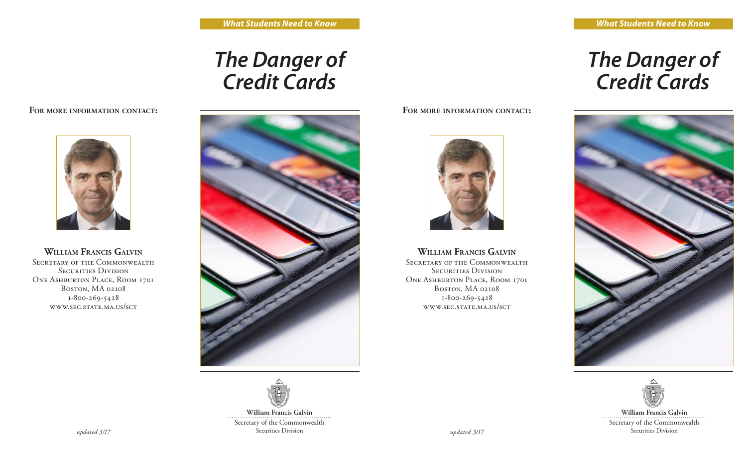**For more information contact:**

**William Francis Galvin**
Secretary of the Commonwealth
Securities Division
One Ashburton Place, Room 1701
Boston, MA 02108
1-800-269-5428
www.sec.state.ma.us/sct

*updated 3/17*

***What Students Need to Know***

# *The Danger of Credit Cards*

**William Francis Galvin**
Secretary of the Commonwealth
Securities Division

**For more information contact:**

**William Francis Galvin**
Secretary of the Commonwealth
Securities Division
One Ashburton Place, Room 1701
Boston, MA 02108
1-800-269-5428
www.sec.state.ma.us/sct

*updated 3/17*

***What Students Need to Know***

# *The Danger of Credit Cards*

**William Francis Galvin**
Secretary of the Commonwealth
Securities Division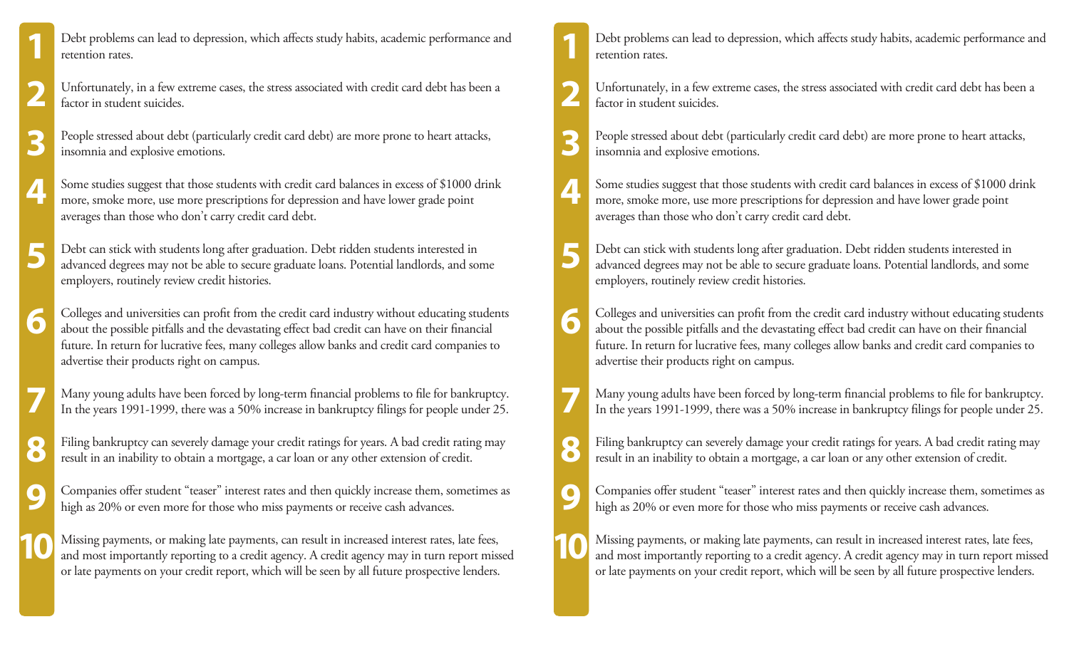1. Debt problems can lead to depression, which affects study habits, academic performance and retention rates.

2. Unfortunately, in a few extreme cases, the stress associated with credit card debt has been a factor in student suicides.

3. People stressed about debt (particularly credit card debt) are more prone to heart attacks, insomnia and explosive emotions.

4. Some studies suggest that those students with credit card balances in excess of $1000 drink more, smoke more, use more prescriptions for depression and have lower grade point averages than those who don't carry credit card debt.

5. Debt can stick with students long after graduation. Debt ridden students interested in advanced degrees may not be able to secure graduate loans. Potential landlords, and some employers, routinely review credit histories.

6. Colleges and universities can profit from the credit card industry without educating students about the possible pitfalls and the devastating effect bad credit can have on their financial future. In return for lucrative fees, many colleges allow banks and credit card companies to advertise their products right on campus.

7. Many young adults have been forced by long-term financial problems to file for bankruptcy. In the years 1991-1999, there was a 50% increase in bankruptcy filings for people under 25.

8. Filing bankruptcy can severely damage your credit ratings for years. A bad credit rating may result in an inability to obtain a mortgage, a car loan or any other extension of credit.

9. Companies offer student "teaser" interest rates and then quickly increase them, sometimes as high as 20% or even more for those who miss payments or receive cash advances.

10. Missing payments, or making late payments, can result in increased interest rates, late fees, and most importantly reporting to a credit agency. A credit agency may in turn report missed or late payments on your credit report, which will be seen by all future prospective lenders.

1. Debt problems can lead to depression, which affects study habits, academic performance and retention rates.

2. Unfortunately, in a few extreme cases, the stress associated with credit card debt has been a factor in student suicides.

3. People stressed about debt (particularly credit card debt) are more prone to heart attacks, insomnia and explosive emotions.

4. Some studies suggest that those students with credit card balances in excess of $1000 drink more, smoke more, use more prescriptions for depression and have lower grade point averages than those who don't carry credit card debt.

5. Debt can stick with students long after graduation. Debt ridden students interested in advanced degrees may not be able to secure graduate loans. Potential landlords, and some employers, routinely review credit histories.

6. Colleges and universities can profit from the credit card industry without educating students about the possible pitfalls and the devastating effect bad credit can have on their financial future. In return for lucrative fees, many colleges allow banks and credit card companies to advertise their products right on campus.

7. Many young adults have been forced by long-term financial problems to file for bankruptcy. In the years 1991-1999, there was a 50% increase in bankruptcy filings for people under 25.

8. Filing bankruptcy can severely damage your credit ratings for years. A bad credit rating may result in an inability to obtain a mortgage, a car loan or any other extension of credit.

9. Companies offer student "teaser" interest rates and then quickly increase them, sometimes as high as 20% or even more for those who miss payments or receive cash advances.

10. Missing payments, or making late payments, can result in increased interest rates, late fees, and most importantly reporting to a credit agency. A credit agency may in turn report missed or late payments on your credit report, which will be seen by all future prospective lenders.